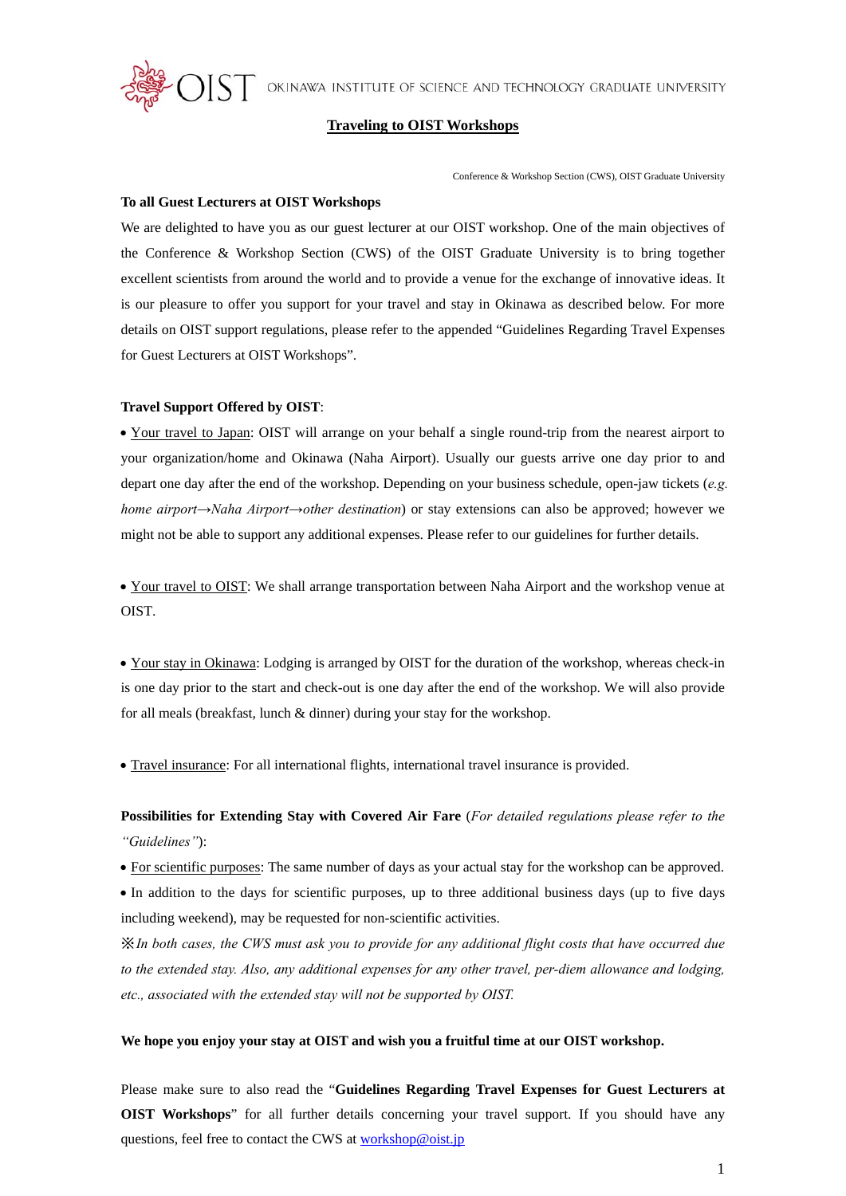OKINAWA INSTITUTE OF SCIENCE AND TECHNOLOGY GRADUATE UNIVERSITY

# Traveling to OIST Workshops

Conference & Workshop Section (CWS), OIST Graduate University

**To all Guest Lecturers at OIST Workshops**

We are delighted to have you as our guest lecturer at our OIST workshop. One of the main objectives of the Conference & Workshop Section (CWS) of the OIST Graduate University is to bring together excellent scientists from around the world and to provide a venue for the exchange of innovative ideas. It is our pleasure to offer you support for your travel and stay in Okinawa as described below. For more details on OIST support regulations, please refer to the appended "Guidelines Regarding Travel Expenses for Guest Lecturers at OIST Workshops".

**Travel Support Offered by OIST**:

- Your travel to Japan: OIST will arrange on your behalf a single round-trip from the nearest airport to your organization/home and Okinawa (Naha Airport). Usually our guests arrive one day prior to and depart one day after the end of the workshop. Depending on your business schedule, open-jaw tickets (*e.g. home airport→Naha Airport→other destination*) or stay extensions can also be approved; however we might not be able to support any additional expenses. Please refer to our guidelines for further details.

- Your travel to OIST: We shall arrange transportation between Naha Airport and the workshop venue at OIST.

- Your stay in Okinawa: Lodging is arranged by OIST for the duration of the workshop, whereas check-in is one day prior to the start and check-out is one day after the end of the workshop. We will also provide for all meals (breakfast, lunch & dinner) during your stay for the workshop.

- Travel insurance: For all international flights, international travel insurance is provided.

**Possibilities for Extending Stay with Covered Air Fare** (*For detailed regulations please refer to the "Guidelines"*):

- For scientific purposes: The same number of days as your actual stay for the workshop can be approved.
- In addition to the days for scientific purposes, up to three additional business days (up to five days including weekend), may be requested for non-scientific activities.

※*In both cases, the CWS must ask you to provide for any additional flight costs that have occurred due to the extended stay. Also, any additional expenses for any other travel, per-diem allowance and lodging, etc., associated with the extended stay will not be supported by OIST.*

**We hope you enjoy your stay at OIST and wish you a fruitful time at our OIST workshop.**

Please make sure to also read the "**Guidelines Regarding Travel Expenses for Guest Lecturers at OIST Workshops**" for all further details concerning your travel support. If you should have any questions, feel free to contact the CWS at workshop@oist.jp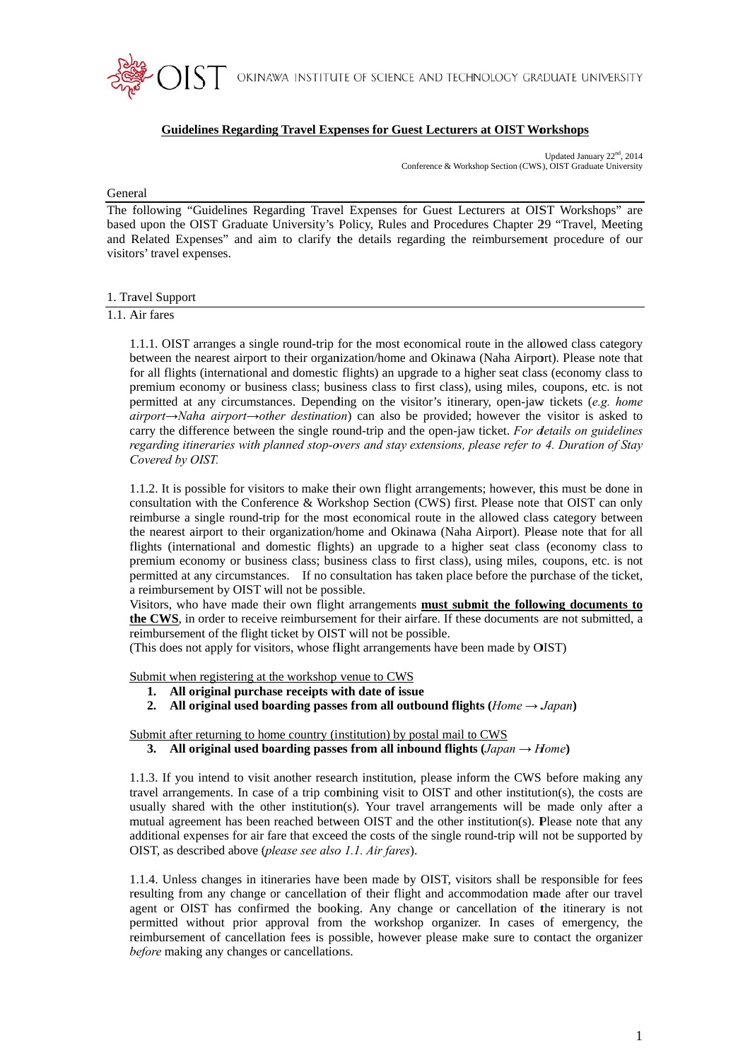## Guidelines Regarding Travel Expenses for Guest Lecturers at OIST Workshops

Updated January 22nd, 2014
Conference & Workshop Section (CWS), OIST Graduate University

### General

The following "Guidelines Regarding Travel Expenses for Guest Lecturers at OIST Workshops" are based upon the OIST Graduate University's Policy, Rules and Procedures Chapter 29 "Travel, Meeting and Related Expenses" and aim to clarify the details regarding the reimbursement procedure of our visitors' travel expenses.

### 1. Travel Support

#### 1.1. Air fares

1.1.1. OIST arranges a single round-trip for the most economical route in the allowed class category between the nearest airport to their organization/home and Okinawa (Naha Airport). Please note that for all flights (international and domestic flights) an upgrade to a higher seat class (economy class to premium economy or business class; business class to first class), using miles, coupons, etc. is not permitted at any circumstances. Depending on the visitor's itinerary, open-jaw tickets (*e.g. home airport→Naha airport→other destination*) can also be provided; however the visitor is asked to carry the difference between the single round-trip and the open-jaw ticket. *For details on guidelines regarding itineraries with planned stop-overs and stay extensions, please refer to 4. Duration of Stay Covered by OIST.*

1.1.2. It is possible for visitors to make their own flight arrangements; however, this must be done in consultation with the Conference & Workshop Section (CWS) first. Please note that OIST can only reimburse a single round-trip for the most economical route in the allowed class category between the nearest airport to their organization/home and Okinawa (Naha Airport). Please note that for all flights (international and domestic flights) an upgrade to a higher seat class (economy class to premium economy or business class; business class to first class), using miles, coupons, etc. is not permitted at any circumstances. If no consultation has taken place before the purchase of the ticket, a reimbursement by OIST will not be possible.
Visitors, who have made their own flight arrangements **must submit the following documents to the CWS**, in order to receive reimbursement for their airfare. If these documents are not submitted, a reimbursement of the flight ticket by OIST will not be possible.
(This does not apply for visitors, whose flight arrangements have been made by OIST)

Submit when registering at the workshop venue to CWS

1. **All original purchase receipts with date of issue**
2. **All original used boarding passes from all outbound flights (*Home → Japan*)**

Submit after returning to home country (institution) by postal mail to CWS

3. **All original used boarding passes from all inbound flights (*Japan → Home*)**

1.1.3. If you intend to visit another research institution, please inform the CWS before making any travel arrangements. In case of a trip combining visit to OIST and other institution(s), the costs are usually shared with the other institution(s). Your travel arrangements will be made only after a mutual agreement has been reached between OIST and the other institution(s). Please note that any additional expenses for air fare that exceed the costs of the single round-trip will not be supported by OIST, as described above (*please see also 1.1. Air fares*).

1.1.4. Unless changes in itineraries have been made by OIST, visitors shall be responsible for fees resulting from any change or cancellation of their flight and accommodation made after our travel agent or OIST has confirmed the booking. Any change or cancellation of the itinerary is not permitted without prior approval from the workshop organizer. In cases of emergency, the reimbursement of cancellation fees is possible, however please make sure to contact the organizer *before* making any changes or cancellations.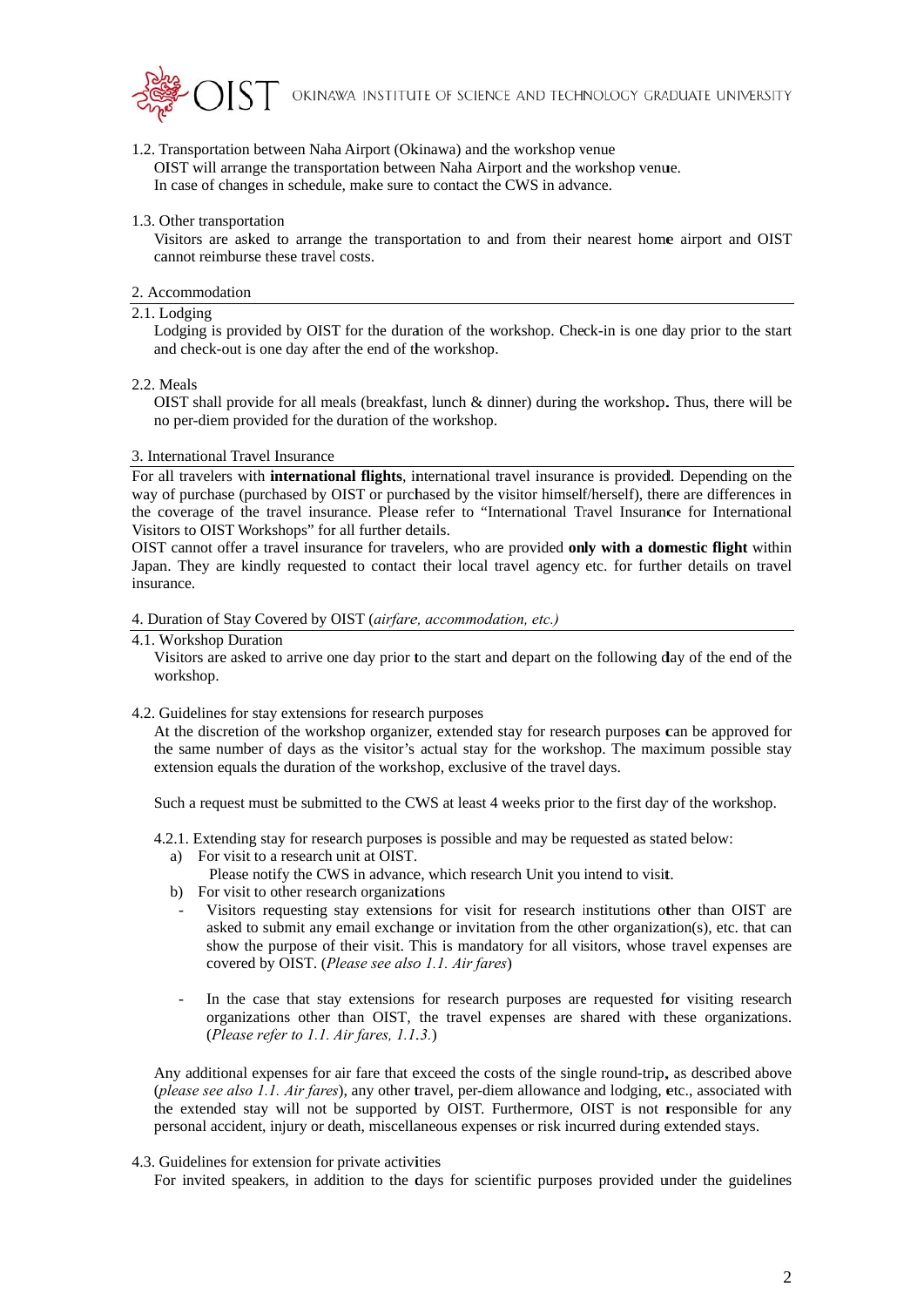1.2. Transportation between Naha Airport (Okinawa) and the workshop venue
OIST will arrange the transportation between Naha Airport and the workshop venue.
In case of changes in schedule, make sure to contact the CWS in advance.

1.3. Other transportation
Visitors are asked to arrange the transportation to and from their nearest home airport and OIST cannot reimburse these travel costs.

## 2. Accommodation

2.1. Lodging
Lodging is provided by OIST for the duration of the workshop. Check-in is one day prior to the start and check-out is one day after the end of the workshop.

2.2. Meals
OIST shall provide for all meals (breakfast, lunch & dinner) during the workshop. Thus, there will be no per-diem provided for the duration of the workshop.

## 3. International Travel Insurance

For all travelers with **international flights**, international travel insurance is provided. Depending on the way of purchase (purchased by OIST or purchased by the visitor himself/herself), there are differences in the coverage of the travel insurance. Please refer to "International Travel Insurance for International Visitors to OIST Workshops" for all further details.
OIST cannot offer a travel insurance for travelers, who are provided **only with a domestic flight** within Japan. They are kindly requested to contact their local travel agency etc. for further details on travel insurance.

## 4. Duration of Stay Covered by OIST (*airfare, accommodation, etc.)*

4.1. Workshop Duration
Visitors are asked to arrive one day prior to the start and depart on the following day of the end of the workshop.

4.2. Guidelines for stay extensions for research purposes
At the discretion of the workshop organizer, extended stay for research purposes can be approved for the same number of days as the visitor's actual stay for the workshop. The maximum possible stay extension equals the duration of the workshop, exclusive of the travel days.

Such a request must be submitted to the CWS at least 4 weeks prior to the first day of the workshop.

4.2.1. Extending stay for research purposes is possible and may be requested as stated below:

a) For visit to a research unit at OIST.
   Please notify the CWS in advance, which research Unit you intend to visit.
b) For visit to other research organizations
   - Visitors requesting stay extensions for visit for research institutions other than OIST are asked to submit any email exchange or invitation from the other organization(s), etc. that can show the purpose of their visit. This is mandatory for all visitors, whose travel expenses are covered by OIST. (*Please see also 1.1. Air fares*)

   - In the case that stay extensions for research purposes are requested for visiting research organizations other than OIST, the travel expenses are shared with these organizations. (*Please refer to 1.1. Air fares, 1.1.3.*)

Any additional expenses for air fare that exceed the costs of the single round-trip, as described above (*please see also 1.1. Air fares*), any other travel, per-diem allowance and lodging, etc., associated with the extended stay will not be supported by OIST. Furthermore, OIST is not responsible for any personal accident, injury or death, miscellaneous expenses or risk incurred during extended stays.

4.3. Guidelines for extension for private activities
For invited speakers, in addition to the days for scientific purposes provided under the guidelines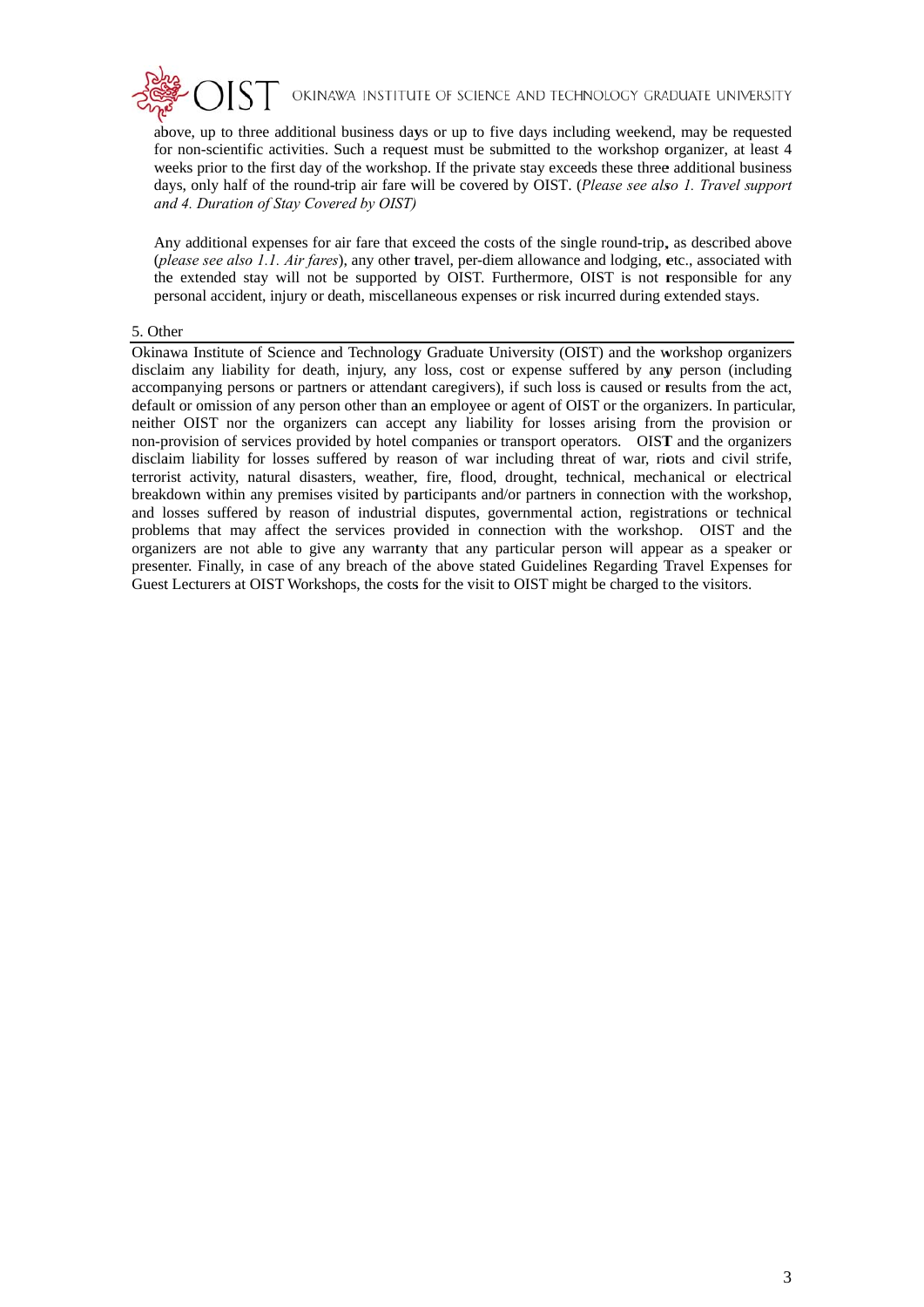above, up to three additional business days or up to five days including weekend, may be requested for non-scientific activities. Such a request must be submitted to the workshop organizer, at least 4 weeks prior to the first day of the workshop. If the private stay exceeds these three additional business days, only half of the round-trip air fare will be covered by OIST. (*Please see also 1. Travel support and 4. Duration of Stay Covered by OIST)*

Any additional expenses for air fare that exceed the costs of the single round-trip, as described above (*please see also 1.1. Air fares*), any other travel, per-diem allowance and lodging, etc., associated with the extended stay will not be supported by OIST. Furthermore, OIST is not responsible for any personal accident, injury or death, miscellaneous expenses or risk incurred during extended stays.

## 5. Other

Okinawa Institute of Science and Technology Graduate University (OIST) and the workshop organizers disclaim any liability for death, injury, any loss, cost or expense suffered by any person (including accompanying persons or partners or attendant caregivers), if such loss is caused or results from the act, default or omission of any person other than an employee or agent of OIST or the organizers. In particular, neither OIST nor the organizers can accept any liability for losses arising from the provision or non-provision of services provided by hotel companies or transport operators. OIST and the organizers disclaim liability for losses suffered by reason of war including threat of war, riots and civil strife, terrorist activity, natural disasters, weather, fire, flood, drought, technical, mechanical or electrical breakdown within any premises visited by participants and/or partners in connection with the workshop, and losses suffered by reason of industrial disputes, governmental action, registrations or technical problems that may affect the services provided in connection with the workshop. OIST and the organizers are not able to give any warranty that any particular person will appear as a speaker or presenter. Finally, in case of any breach of the above stated Guidelines Regarding Travel Expenses for Guest Lecturers at OIST Workshops, the costs for the visit to OIST might be charged to the visitors.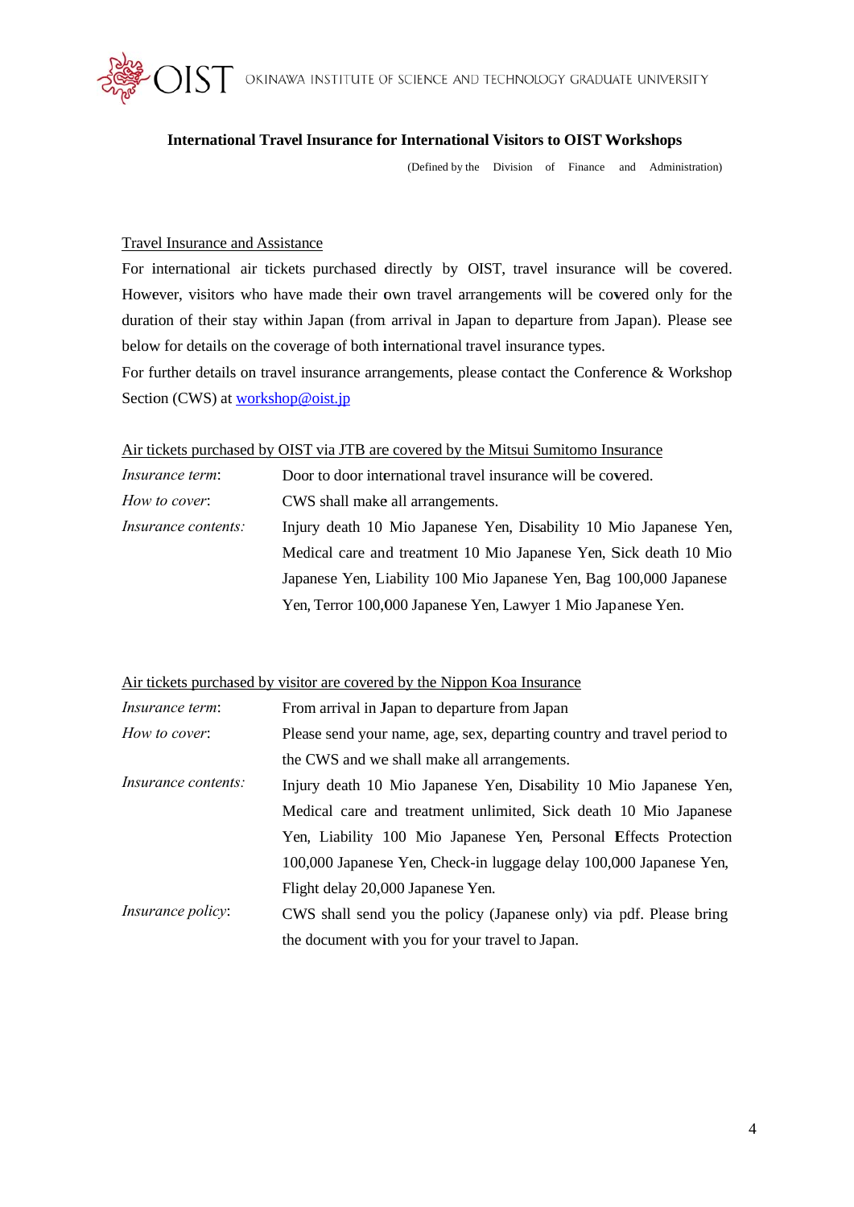**International Travel Insurance for International Visitors to OIST Workshops**

(Defined by the Division of Finance and Administration)

Travel Insurance and Assistance

For international air tickets purchased directly by OIST, travel insurance will be covered. However, visitors who have made their own travel arrangements will be covered only for the duration of their stay within Japan (from arrival in Japan to departure from Japan). Please see below for details on the coverage of both international travel insurance types.

For further details on travel insurance arrangements, please contact the Conference & Workshop Section (CWS) at [workshop@oist.jp](mailto:workshop@oist.jp)

Air tickets purchased by OIST via JTB are covered by the Mitsui Sumitomo Insurance

| | |
|---|---|
| *Insurance term*: | Door to door international travel insurance will be covered. |
| *How to cover*: | CWS shall make all arrangements. |
| *Insurance contents:* | Injury death 10 Mio Japanese Yen, Disability 10 Mio Japanese Yen, Medical care and treatment 10 Mio Japanese Yen, Sick death 10 Mio Japanese Yen, Liability 100 Mio Japanese Yen, Bag 100,000 Japanese Yen, Terror 100,000 Japanese Yen, Lawyer 1 Mio Japanese Yen. |

Air tickets purchased by visitor are covered by the Nippon Koa Insurance

| | |
|---|---|
| *Insurance term*: | From arrival in Japan to departure from Japan |
| *How to cover*: | Please send your name, age, sex, departing country and travel period to the CWS and we shall make all arrangements. |
| *Insurance contents:* | Injury death 10 Mio Japanese Yen, Disability 10 Mio Japanese Yen, Medical care and treatment unlimited, Sick death 10 Mio Japanese Yen, Liability 100 Mio Japanese Yen, Personal Effects Protection 100,000 Japanese Yen, Check-in luggage delay 100,000 Japanese Yen, Flight delay 20,000 Japanese Yen. |
| *Insurance policy*: | CWS shall send you the policy (Japanese only) via pdf. Please bring the document with you for your travel to Japan. |